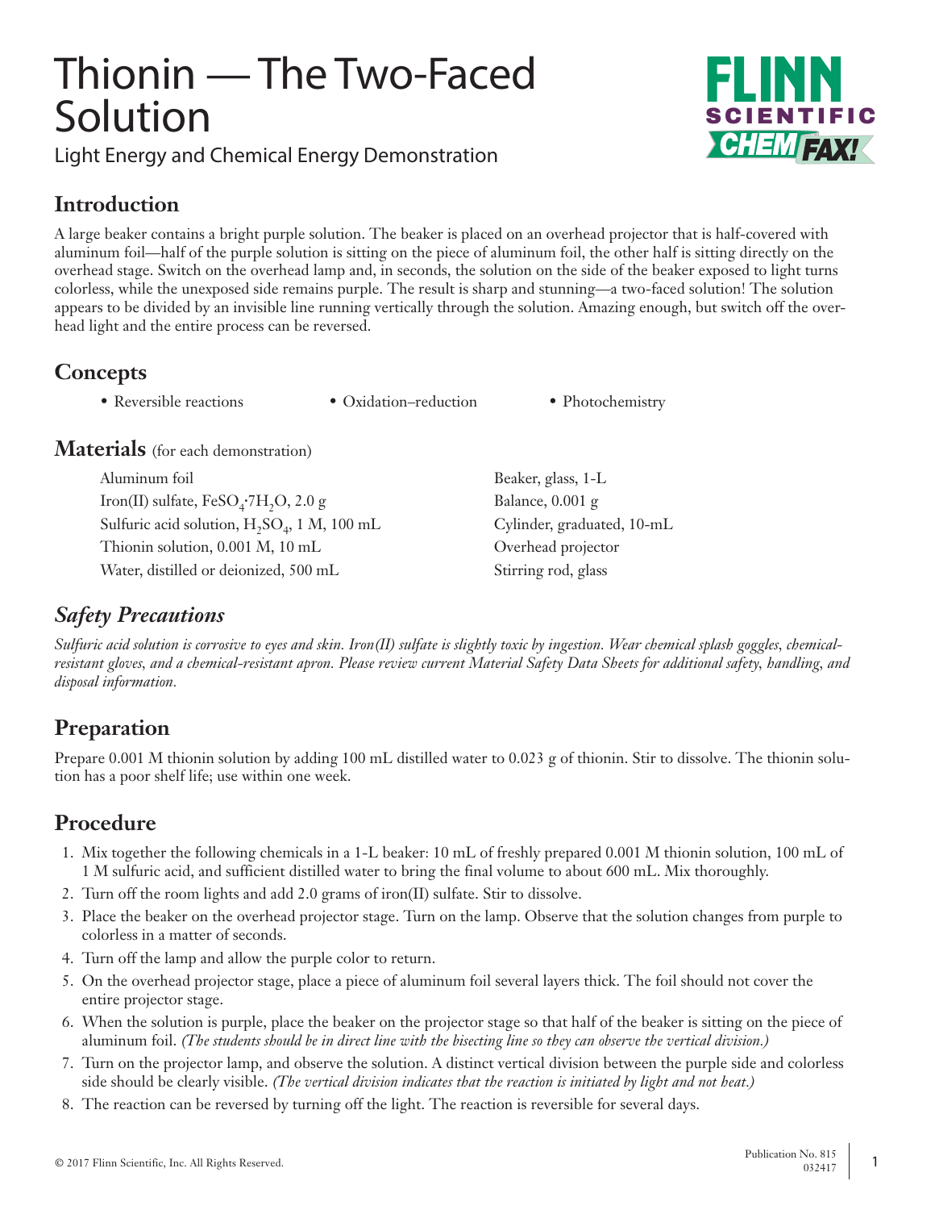# Thionin — The Two-Faced Solution

Light Energy and Chemical Energy Demonstration

## Introduction

A large beaker contains a bright purple solution. The beaker is placed on an overhead projector that is half-covered with aluminum foil—half of the purple solution is sitting on the piece of aluminum foil, the other half is sitting directly on the overhead stage. Switch on the overhead lamp and, in seconds, the solution on the side of the beaker exposed to light turns colorless, while the unexposed side remains purple. The result is sharp and stunning—a two-faced solution! The solution appears to be divided by an invisible line running vertically through the solution. Amazing enough, but switch off the overhead light and the entire process can be reversed.

## Concepts

- Reversible reactions
- Oxidation–reduction
- Photochemistry

## Materials (for each demonstration)

- Aluminum foil
- Iron(II) sulfate, $FeSO_4 \cdot 7H_2O$, 2.0 g
- Sulfuric acid solution, $H_2SO_4$, 1 M, 100 mL
- Thionin solution, 0.001 M, 10 mL
- Water, distilled or deionized, 500 mL
- Beaker, glass, 1-L
- Balance, 0.001 g
- Cylinder, graduated, 10-mL
- Overhead projector
- Stirring rod, glass

## *Safety Precautions*

*Sulfuric acid solution is corrosive to eyes and skin. Iron(II) sulfate is slightly toxic by ingestion. Wear chemical splash goggles, chemical-resistant gloves, and a chemical-resistant apron. Please review current Material Safety Data Sheets for additional safety, handling, and disposal information.*

## Preparation

Prepare 0.001 M thionin solution by adding 100 mL distilled water to 0.023 g of thionin. Stir to dissolve. The thionin solution has a poor shelf life; use within one week.

## Procedure

1. Mix together the following chemicals in a 1-L beaker: 10 mL of freshly prepared 0.001 M thionin solution, 100 mL of 1 M sulfuric acid, and sufficient distilled water to bring the final volume to about 600 mL. Mix thoroughly.
2. Turn off the room lights and add 2.0 grams of iron(II) sulfate. Stir to dissolve.
3. Place the beaker on the overhead projector stage. Turn on the lamp. Observe that the solution changes from purple to colorless in a matter of seconds.
4. Turn off the lamp and allow the purple color to return.
5. On the overhead projector stage, place a piece of aluminum foil several layers thick. The foil should not cover the entire projector stage.
6. When the solution is purple, place the beaker on the projector stage so that half of the beaker is sitting on the piece of aluminum foil. *(The students should be in direct line with the bisecting line so they can observe the vertical division.)*
7. Turn on the projector lamp, and observe the solution. A distinct vertical division between the purple side and colorless side should be clearly visible. *(The vertical division indicates that the reaction is initiated by light and not heat.)*
8. The reaction can be reversed by turning off the light. The reaction is reversible for several days.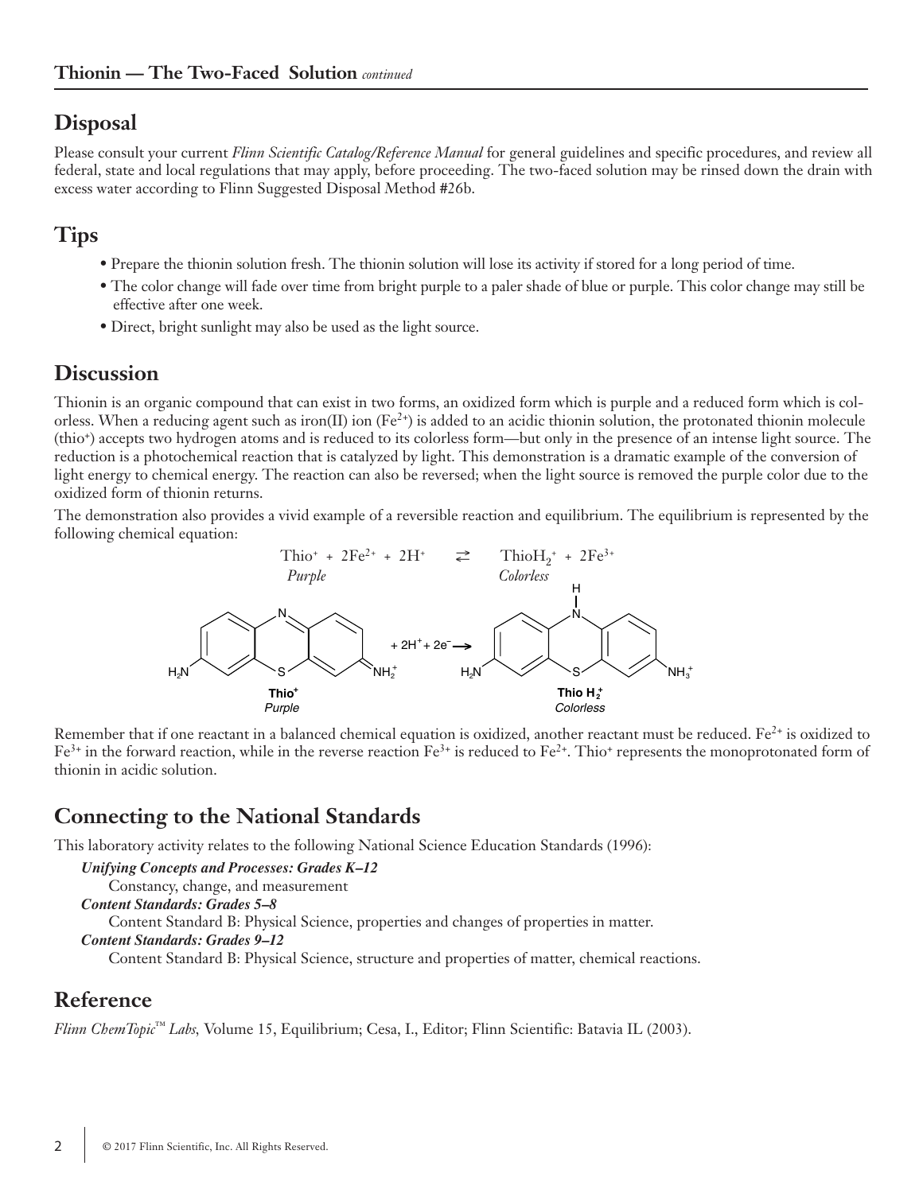## Disposal

Please consult your current *Flinn Scientific Catalog/Reference Manual* for general guidelines and specific procedures, and review all federal, state and local regulations that may apply, before proceeding. The two-faced solution may be rinsed down the drain with excess water according to Flinn Suggested Disposal Method #26b.

## Tips

- Prepare the thionin solution fresh. The thionin solution will lose its activity if stored for a long period of time.
- The color change will fade over time from bright purple to a paler shade of blue or purple. This color change may still be effective after one week.
- Direct, bright sunlight may also be used as the light source.

## Discussion

Thionin is an organic compound that can exist in two forms, an oxidized form which is purple and a reduced form which is colorless. When a reducing agent such as iron(II) ion ($Fe^{2+}$) is added to an acidic thionin solution, the protonated thionin molecule ($thio^{+}$) accepts two hydrogen atoms and is reduced to its colorless form—but only in the presence of an intense light source. The reduction is a photochemical reaction that is catalyzed by light. This demonstration is a dramatic example of the conversion of light energy to chemical energy. The reaction can also be reversed; when the light source is removed the purple color due to the oxidized form of thionin returns.

The demonstration also provides a vivid example of a reversible reaction and equilibrium. The equilibrium is represented by the following chemical equation:

$$\underset{\textit{Purple}}{Thio^{+}} + 2Fe^{2+} + 2H^{+} \rightleftarrows \underset{\textit{Colorless}}{ThioH_2^{+}} + 2Fe^{3+}$$

$$\underset{\textit{Purple}}{\textbf{Thio}^{+}} + 2H^{+} + 2e^{-} \longrightarrow \underset{\textit{Colorless}}{\textbf{Thio H}_2^{+}}$$

Remember that if one reactant in a balanced chemical equation is oxidized, another reactant must be reduced. $Fe^{2+}$ is oxidized to $Fe^{3+}$ in the forward reaction, while in the reverse reaction $Fe^{3+}$ is reduced to $Fe^{2+}$. $Thio^{+}$ represents the monoprotonated form of thionin in acidic solution.

## Connecting to the National Standards

This laboratory activity relates to the following National Science Education Standards (1996):

***Unifying Concepts and Processes: Grades K–12***
Constancy, change, and measurement

***Content Standards: Grades 5–8***
Content Standard B: Physical Science, properties and changes of properties in matter.

***Content Standards: Grades 9–12***
Content Standard B: Physical Science, structure and properties of matter, chemical reactions.

## Reference

*Flinn ChemTopic™ Labs*, Volume 15, Equilibrium; Cesa, I., Editor; Flinn Scientific: Batavia IL (2003).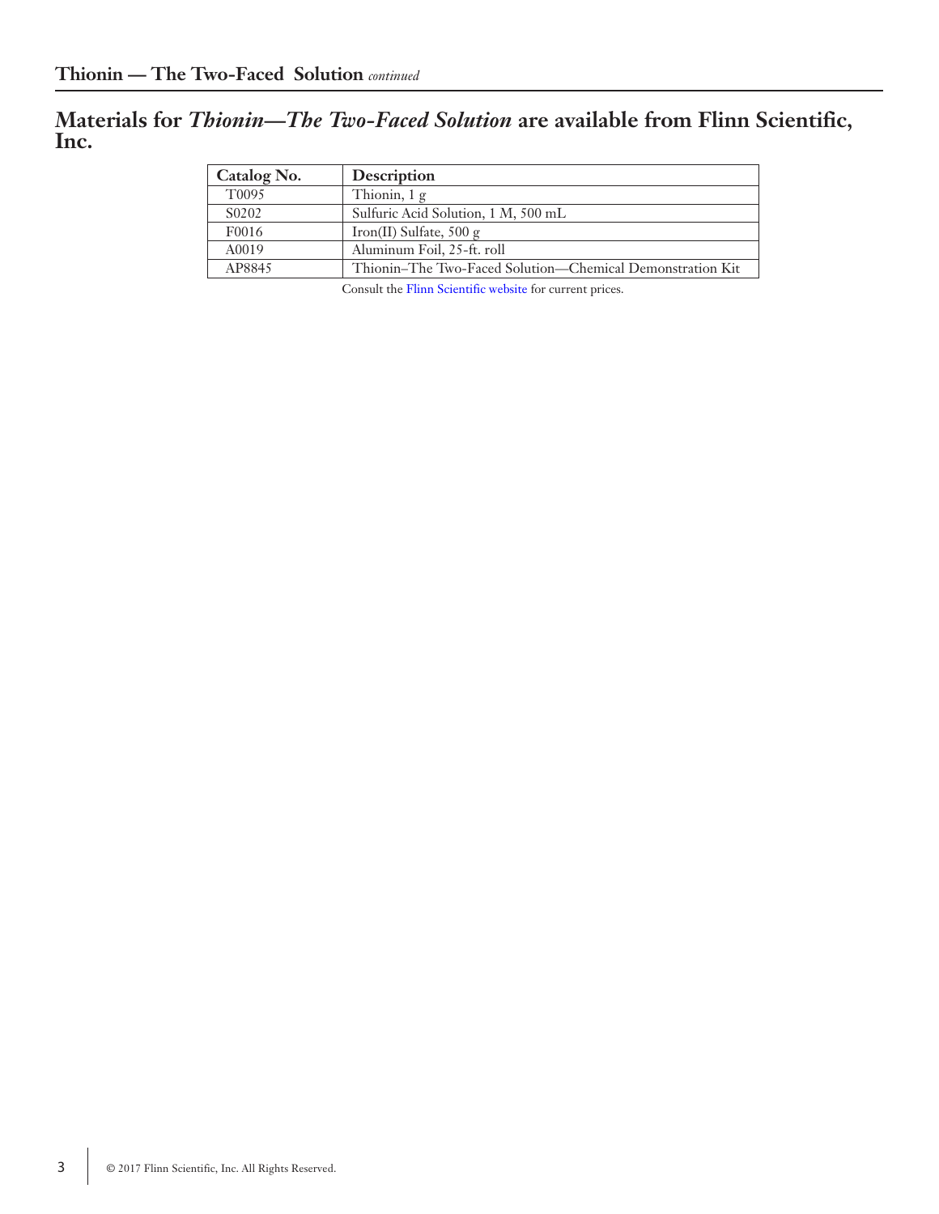## Materials for *Thionin—The Two-Faced Solution* are available from Flinn Scientific, Inc.

| Catalog No. | Description |
| --- | --- |
| T0095 | Thionin, 1 g |
| S0202 | Sulfuric Acid Solution, 1 M, 500 mL |
| F0016 | Iron(II) Sulfate, 500 g |
| A0019 | Aluminum Foil, 25-ft. roll |
| AP8845 | Thionin–The Two-Faced Solution—Chemical Demonstration Kit |

Consult the Flinn Scientific website for current prices.

© 2017 Flinn Scientific, Inc. All Rights Reserved.